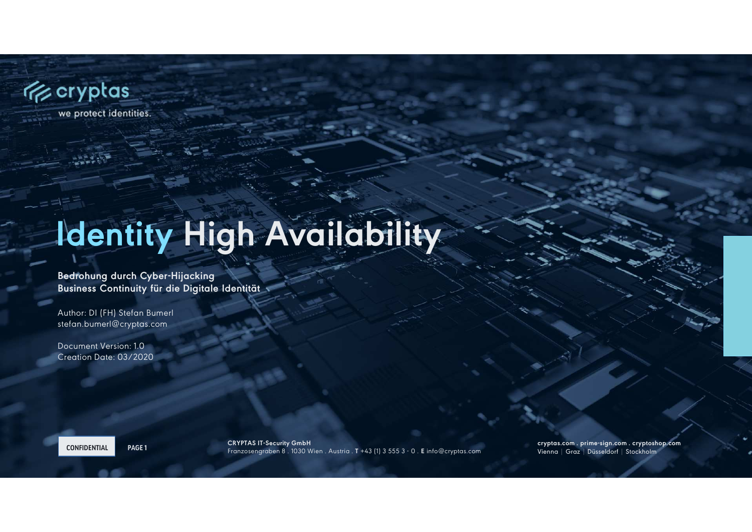cryptas

we protect identities.

# Identity High Availability

**Bedrohung durch Cyber-Hijacking**
**Business Continuity für die Digitale Identität**

Author: DI (FH) Stefan Bumerl
stefan.bumerl@cryptas.com

Document Version: 1.0
Creation Date: 03/2020

CONFIDENTIAL

**CRYPTAS IT-Security GmbH**
Franzosengraben 8 . 1030 Wien . Austria . **T** +43 (1) 3 555 3 - 0 . **E** info@cryptas.com

**cryptas.com . prime-sign.com . cryptoshop.com**
Vienna | Graz | Düsseldorf | Stockholm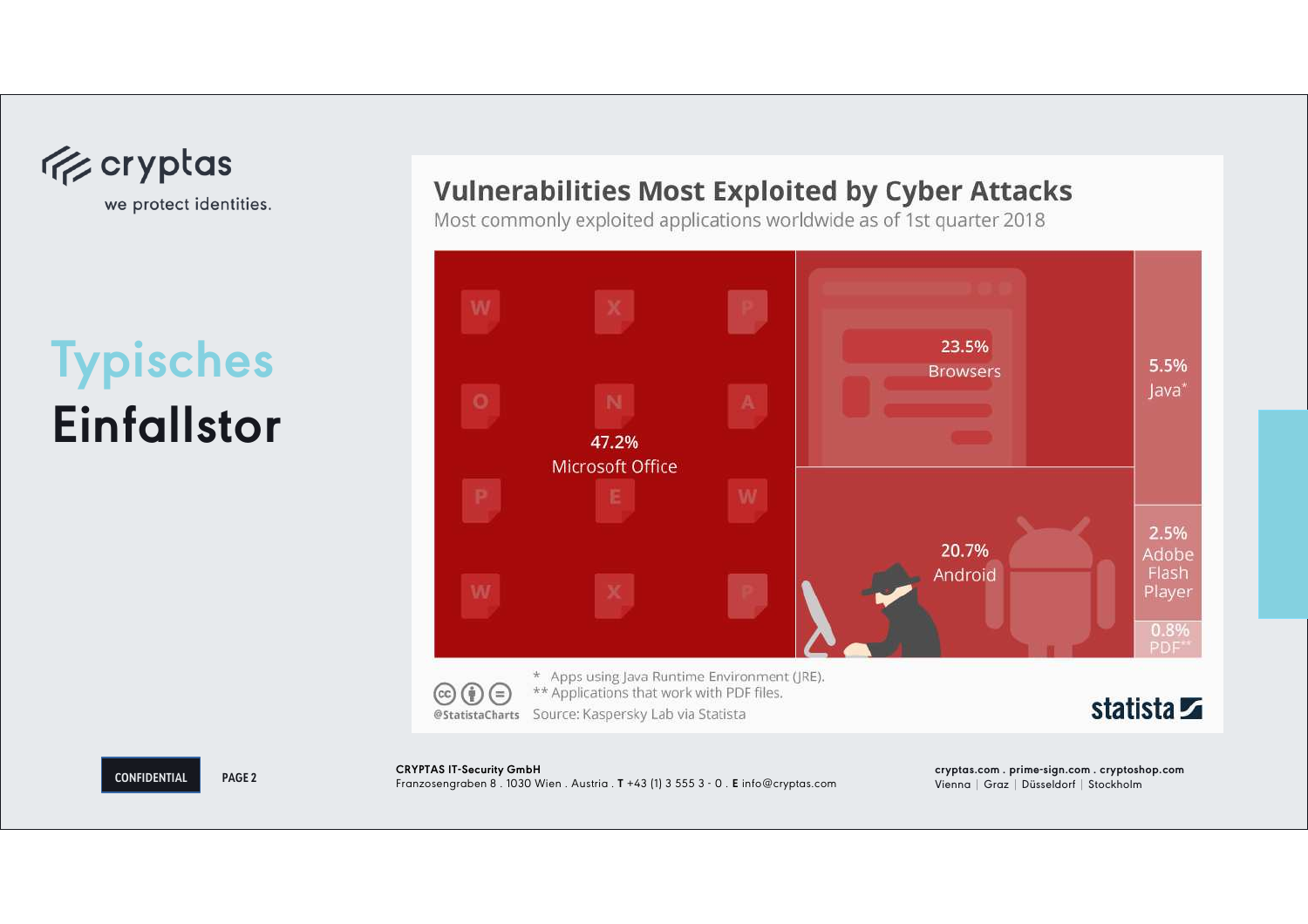cryptas

we protect identities.

# Typisches Einfallstor

## Vulnerabilities Most Exploited by Cyber Attacks

Most commonly exploited applications worldwide as of 1st quarter 2018

| Application | Share |
|---|---|
| Microsoft Office | 47.2% |
| Browsers | 23.5% |
| Android | 20.7% |
| Java* | 5.5% |
| Adobe Flash Player | 2.5% |
| PDF** | 0.8% |

\* Apps using Java Runtime Environment (JRE).
** Applications that work with PDF files.

@StatistaCharts Source: Kaspersky Lab via Statista

statista

CONFIDENTIAL

**CRYPTAS IT-Security GmbH**
Franzosengraben 8 . 1030 Wien . Austria . **T** +43 (1) 3 555 3 - 0 . **E** info@cryptas.com

cryptas.com . prime-sign.com . cryptoshop.com
Vienna | Graz | Düsseldorf | Stockholm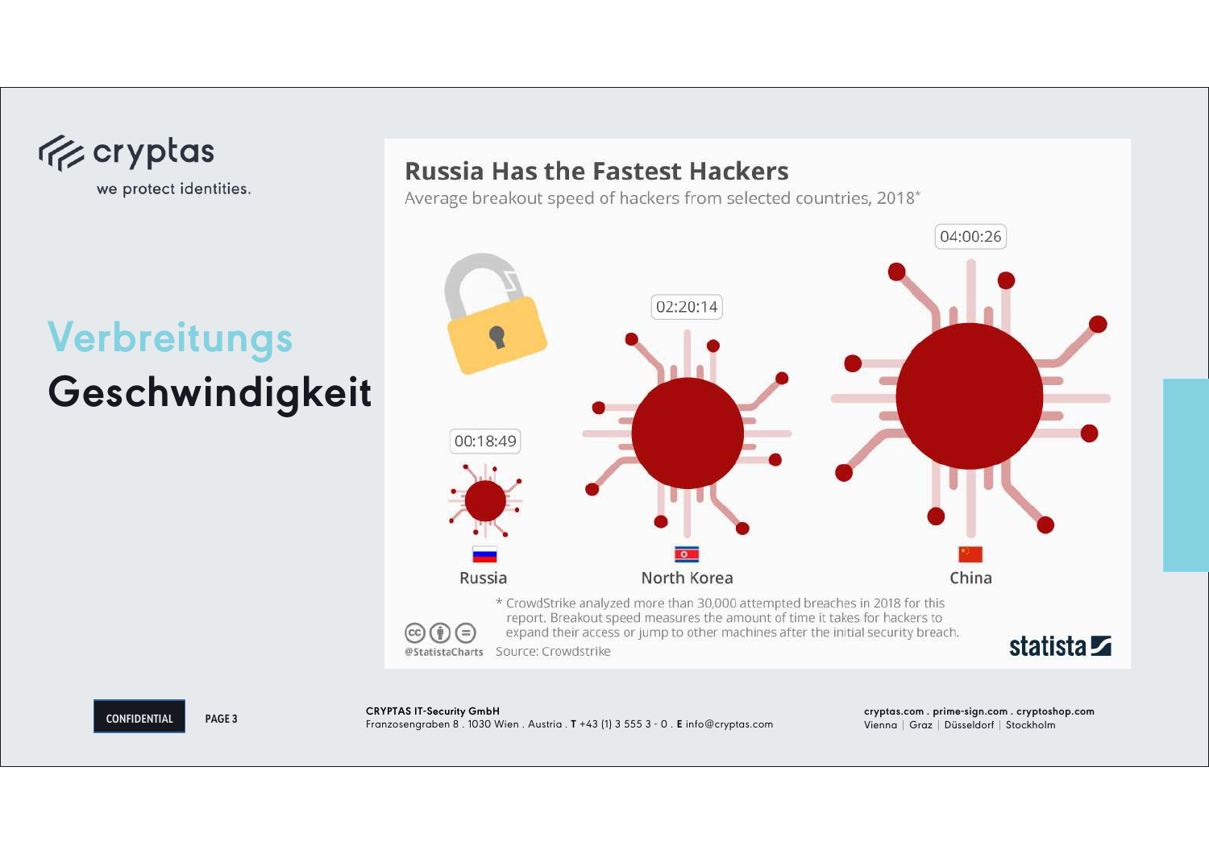# Verbreitungs Geschwindigkeit

## Russia Has the Fastest Hackers

Average breakout speed of hackers from selected countries, 2018*

| Country | Average breakout speed |
| --- | --- |
| Russia | 00:18:49 |
| North Korea | 02:20:14 |
| China | 04:00:26 |

\* CrowdStrike analyzed more than 30,000 attempted breaches in 2018 for this report. Breakout speed measures the amount of time it takes for hackers to expand their access or jump to other machines after the initial security breach.

@StatistaCharts Source: Crowdstrike

statista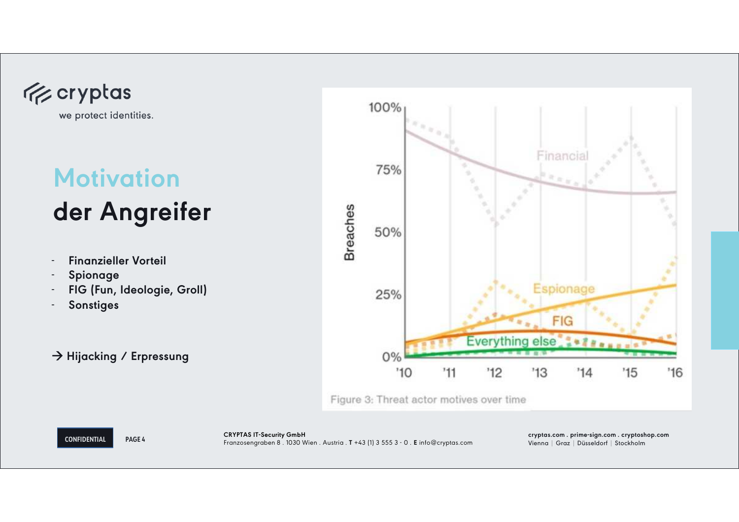# Motivation der Angreifer

- Finanzieller Vorteil
- Spionage
- FIG (Fun, Ideologie, Groll)
- Sonstiges

→ Hijacking / Erpressung

Figure 3: Threat actor motives over time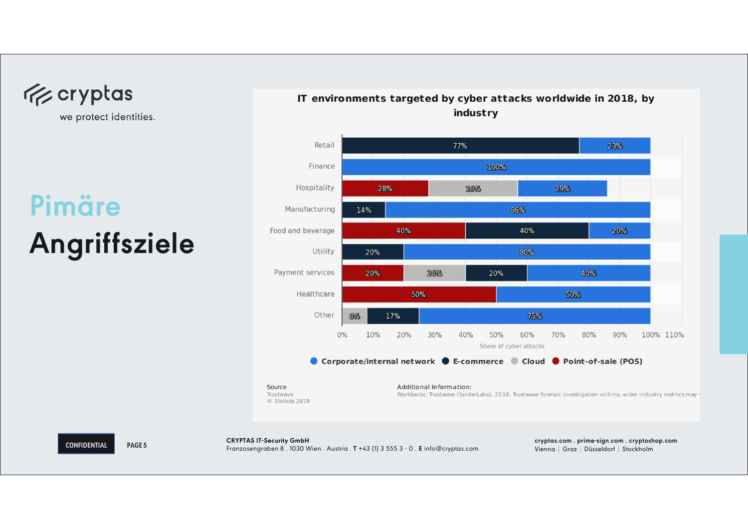# Pimäre Angriffsziele

**IT environments targeted by cyber attacks worldwide in 2018, by industry**

| Industry | Corporate/internal network | E-commerce | Cloud | Point-of-sale (POS) |
|---|---|---|---|---|
| Retail | 23% | 77% | | |
| Finance | 100% | | | |
| Hospitality | 29% | | 29% | 28% |
| Manufacturing | 86% | 14% | | |
| Food and beverage | 20% | 40% | | 40% |
| Utility | 80% | 20% | | |
| Payment services | 40% | 20% | 20% | 20% |
| Healthcare | 50% | | | 50% |
| Other | 75% | 17% | 8% | |

Share of cyber attacks

Source
Trustwave
© Statista 2019

Additional Information:
Worldwide; Trustwave (SpiderLabs); 2018; Trustwave forensic investigation victims, wider industry metrics may

CONFIDENTIAL

**CRYPTAS IT-Security GmbH**
Franzosengraben 8 . 1030 Wien . Austria . **T** +43 (1) 3 555 3 - 0 . **E** info@cryptas.com

**cryptas.com . prime-sign.com . cryptoshop.com**
Vienna | Graz | Düsseldorf | Stockholm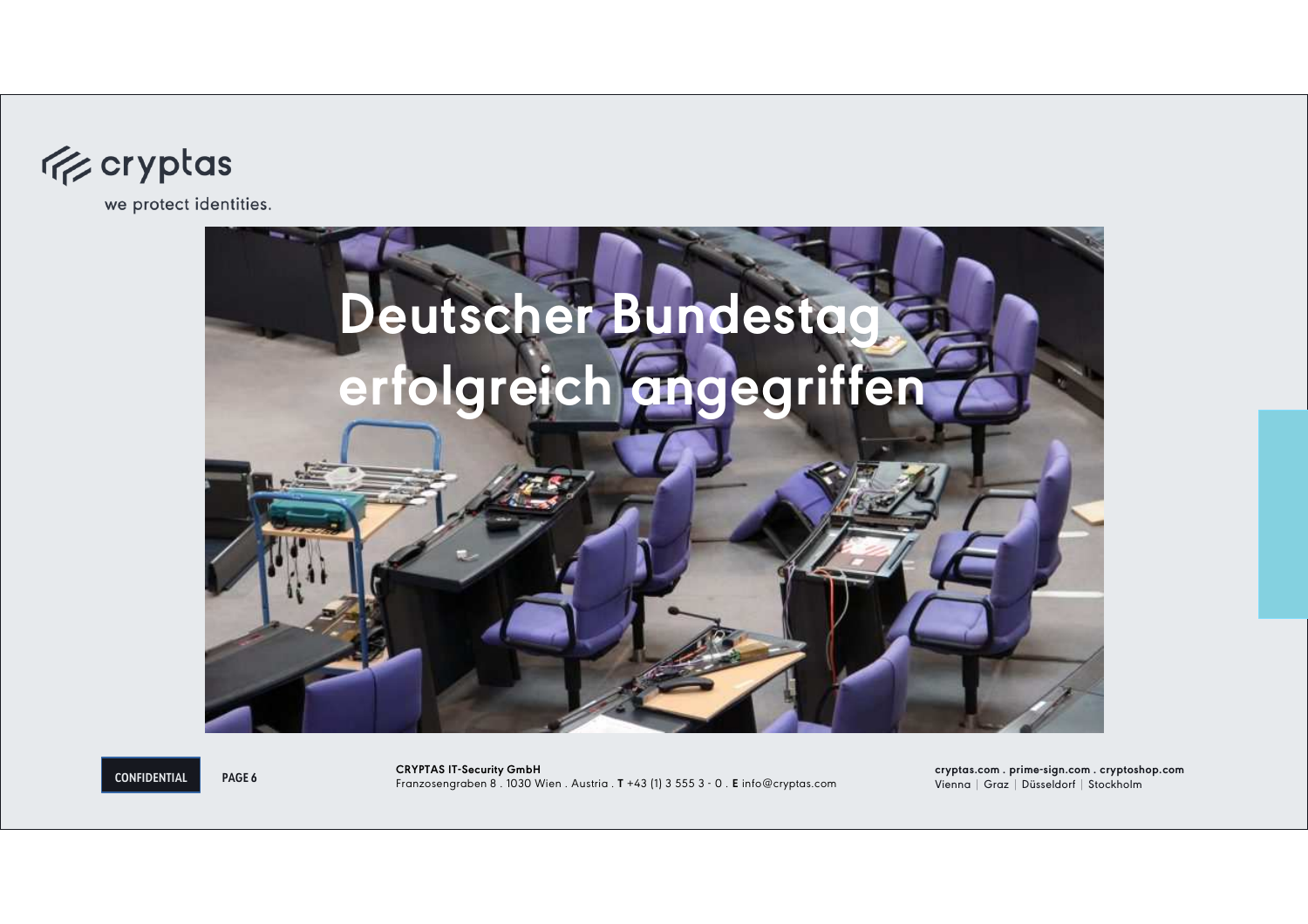# Deutscher Bundestag erfolgreich angegriffen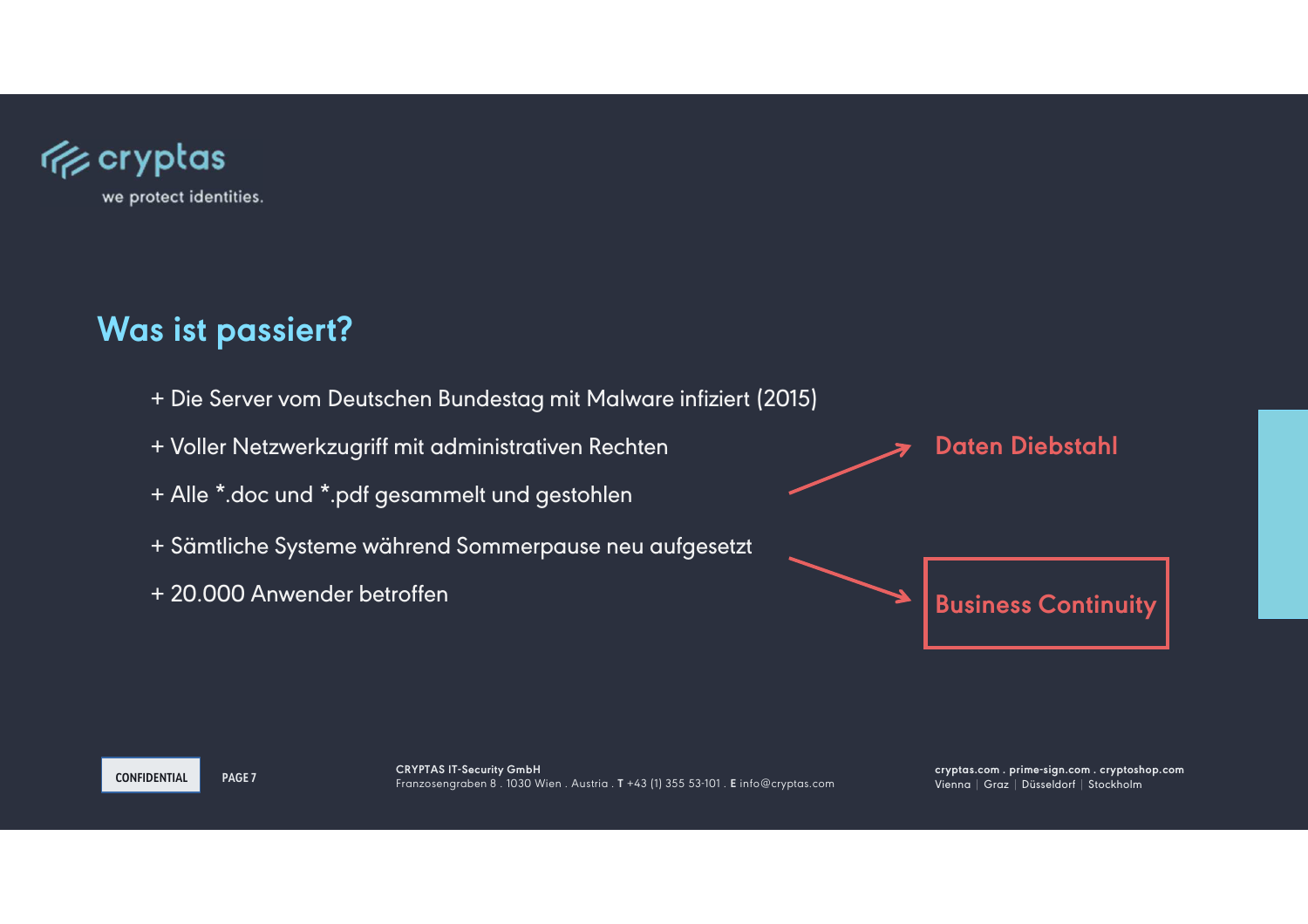## Was ist passiert?

+ Die Server vom Deutschen Bundestag mit Malware infiziert (2015)
+ Voller Netzwerkzugriff mit administrativen Rechten
+ Alle *.doc und *.pdf gesammelt und gestohlen
+ Sämtliche Systeme während Sommerpause neu aufgesetzt
+ 20.000 Anwender betroffen

→ **Daten Diebstahl**

→ **Business Continuity**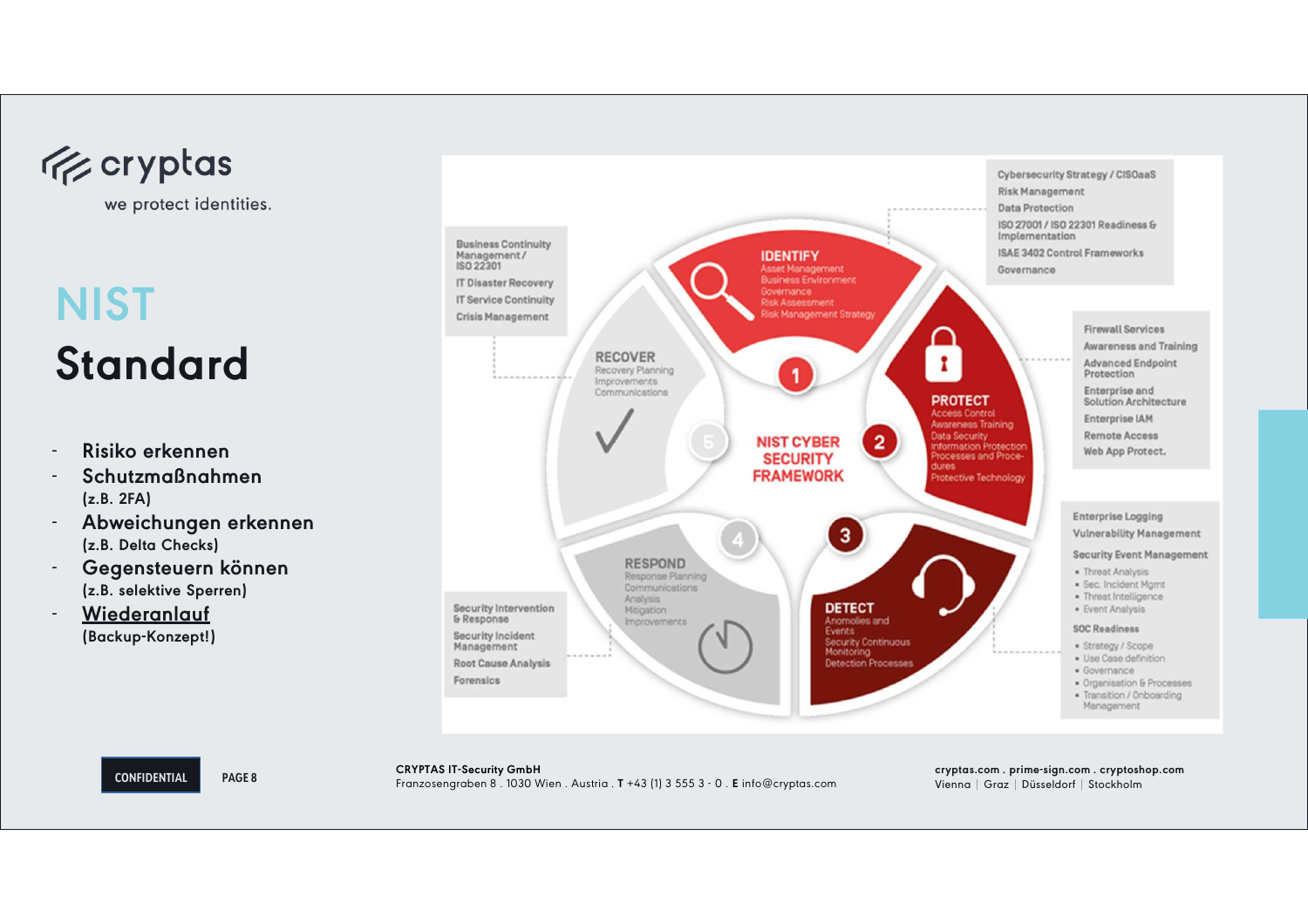cryptas

we protect identities.

# NIST Standard

- **Risiko erkennen**
- **Schutzmaßnahmen** (z.B. 2FA)
- **Abweichungen erkennen** (z.B. Delta Checks)
- **Gegensteuern können** (z.B. selektive Sperren)
- **Wiederanlauf** (Backup-Konzept!)

**NIST CYBER SECURITY FRAMEWORK**

**1 IDENTIFY**
Asset Management
Business Environment
Governance
Risk Assessment
Risk Management Strategy

- Cybersecurity Strategy / CISOaaS
- Risk Management
- Data Protection
- ISO 27001 / ISO 22301 Readiness & Implementation
- ISAE 3402 Control Frameworks
- Governance

**2 PROTECT**
Access Control
Awareness Training
Data Security
Information Protection Processes and Procedures
Protective Technology

- Firewall Services
- Awareness and Training
- Advanced Endpoint Protection
- Enterprise and Solution Architecture
- Enterprise IAM
- Remote Access
- Web App Protect.

**3 DETECT**
Anomalies and Events
Security Continuous Monitoring
Detection Processes

- Enterprise Logging
- Vulnerability Management
- Security Event Management
  - Threat Analysis
  - Sec. Incident Mgmt
  - Threat Intelligence
  - Event Analysis
- SOC Readiness
  - Strategy / Scope
  - Use Case definition
  - Governance
  - Organisation & Processes
  - Transition / Onboarding Management

**4 RESPOND**
Response Planning
Communications
Analysis
Mitigation
Improvements

- Security Intervention & Response
- Security Incident Management
- Root Cause Analysis
- Forensics

**5 RECOVER**
Recovery Planning
Improvements
Communications

- Business Continuity Management / ISO 22301
- IT Disaster Recovery
- IT Service Continuity
- Crisis Management

CONFIDENTIAL

**CRYPTAS IT-Security GmbH**
Franzosengraben 8 . 1030 Wien . Austria . **T** +43 (1) 3 555 3 - 0 . **E** info@cryptas.com

**cryptas.com . prime-sign.com . cryptoshop.com**
Vienna | Graz | Düsseldorf | Stockholm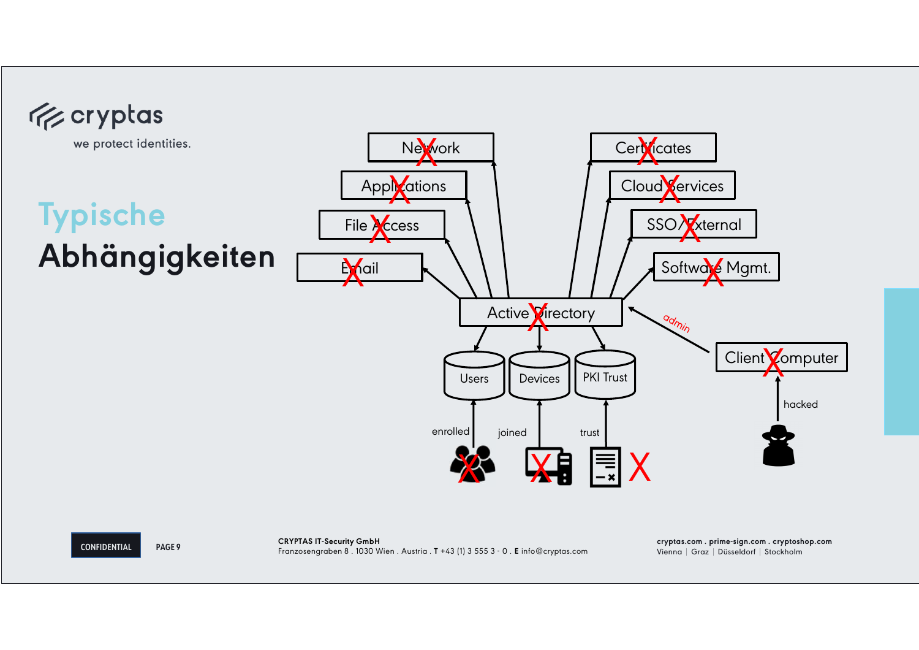# Typische Abhängigkeiten

Network

Applications

File Access

Email

Certificates

Cloud Services

SSO/External

Software Mgmt.

Active Directory

admin

Client Computer

hacked

Users

Devices

PKI Trust

enrolled

joined

trust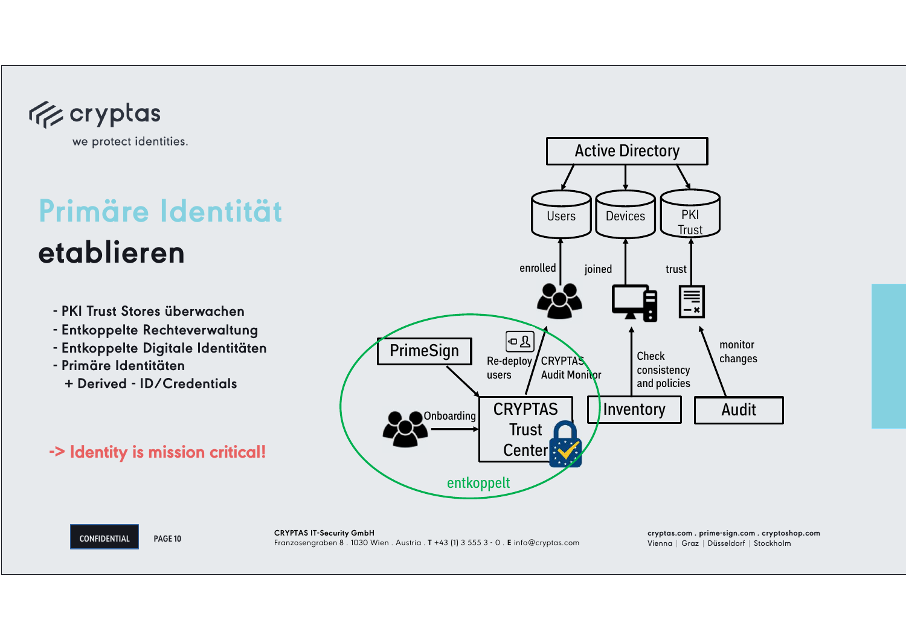cryptas

we protect identities.

# Primäre Identität etablieren

- PKI Trust Stores überwachen
- Entkoppelte Rechteverwaltung
- Entkoppelte Digitale Identitäten
- Primäre Identitäten
  + Derived - ID/Credentials

-> Identity is mission critical!

Active Directory

Users | Devices | PKI Trust

enrolled | joined | trust

PrimeSign

Re-deploy users

CRYPTAS Audit Monitor

Check consistency and policies

monitor changes

Onboarding

CRYPTAS Trust Center

Inventory

Audit

entkoppelt

CONFIDENTIAL

**CRYPTAS IT-Security GmbH**
Franzosengraben 8 . 1030 Wien . Austria . **T** +43 (1) 3 555 3 - 0 . **E** info@cryptas.com

**cryptas.com . prime-sign.com . cryptoshop.com**
Vienna | Graz | Düsseldorf | Stockholm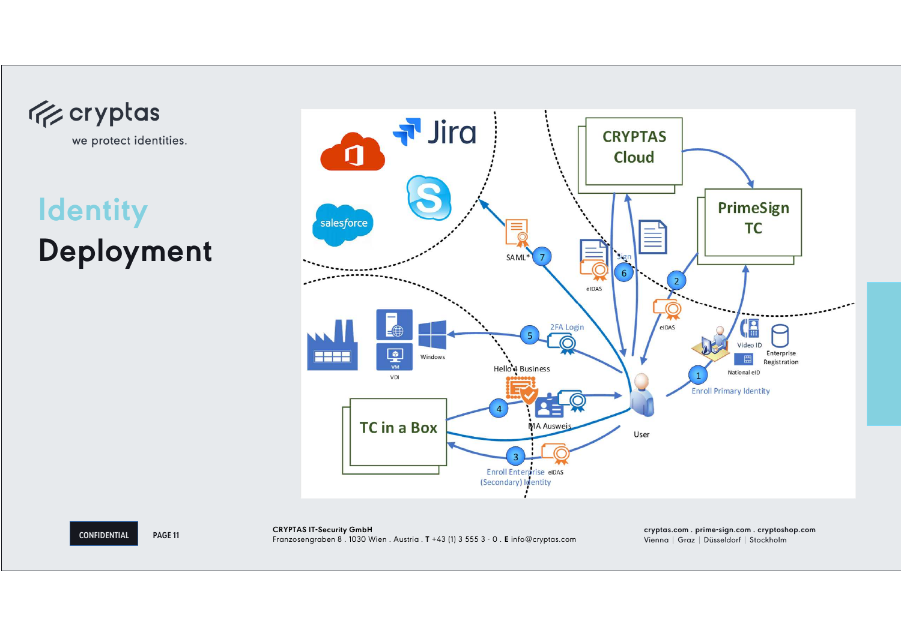# Identity Deployment

cryptas

we protect identities.

CRYPTAS Cloud

PrimeSign TC

TC in a Box

Jira

salesforce

SAML* 7

Sign 6

eIDAS

2

eIDAS

2FA Login 5

Windows

VM

VDI

Hello 4 Business

4

MA Ausweis

User

Video ID

Enterprise Registration

National eID

1 Enroll Primary Identity

3 Enroll Enterprise eIDAS (Secondary) Identity

CONFIDENTIAL

CRYPTAS IT-Security GmbH
Franzosengraben 8 . 1030 Wien . Austria . T +43 (1) 3 555 3 - 0 . E info@cryptas.com

cryptas.com . prime-sign.com . cryptoshop.com
Vienna | Graz | Düsseldorf | Stockholm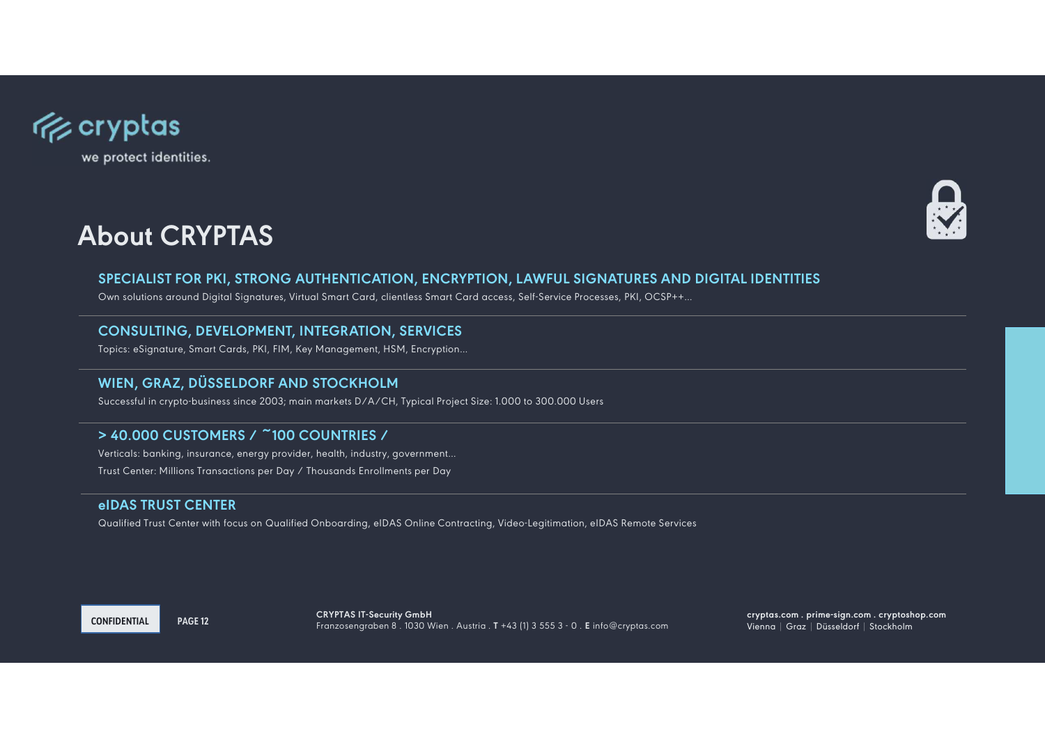cryptas

we protect identities.

# About CRYPTAS

## SPECIALIST FOR PKI, STRONG AUTHENTICATION, ENCRYPTION, LAWFUL SIGNATURES AND DIGITAL IDENTITIES

Own solutions around Digital Signatures, Virtual Smart Card, clientless Smart Card access, Self-Service Processes, PKI, OCSP++...

## CONSULTING, DEVELOPMENT, INTEGRATION, SERVICES

Topics: eSignature, Smart Cards, PKI, FIM, Key Management, HSM, Encryption...

## WIEN, GRAZ, DÜSSELDORF AND STOCKHOLM

Successful in crypto-business since 2003; main markets D/A/CH, Typical Project Size: 1.000 to 300.000 Users

## > 40.000 CUSTOMERS / ~100 COUNTRIES /

Verticals: banking, insurance, energy provider, health, industry, government...

Trust Center: Millions Transactions per Day / Thousands Enrollments per Day

## eIDAS TRUST CENTER

Qualified Trust Center with focus on Qualified Onboarding, eIDAS Online Contracting, Video-Legitimation, eIDAS Remote Services

CONFIDENTIAL

**CRYPTAS IT-Security GmbH**
Franzosengraben 8 . 1030 Wien . Austria . **T** +43 (1) 3 555 3 - 0 . **E** info@cryptas.com

**cryptas.com . prime-sign.com . cryptoshop.com**
Vienna | Graz | Düsseldorf | Stockholm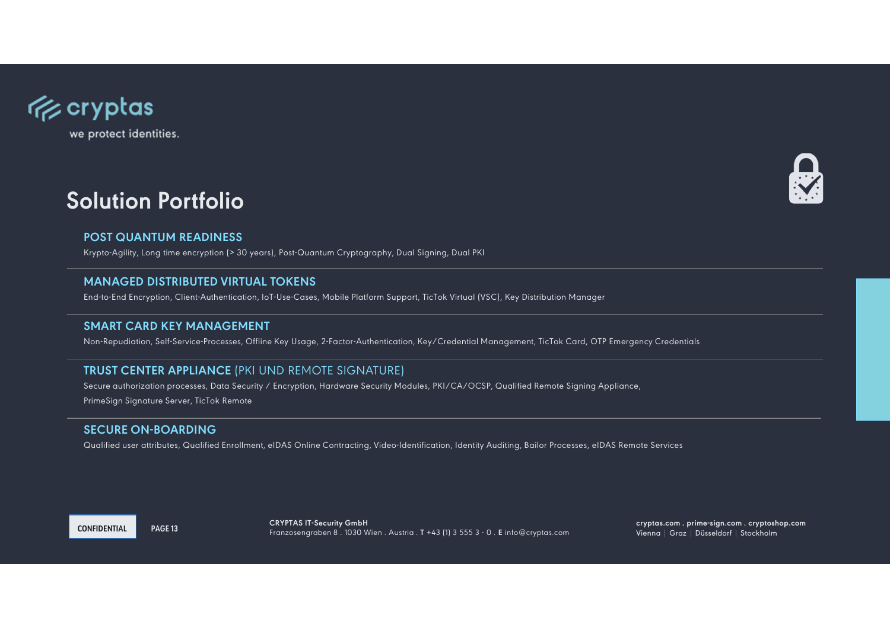cryptas

we protect identities.

# Solution Portfolio

## POST QUANTUM READINESS

Krypto-Agility, Long time encryption (> 30 years), Post-Quantum Cryptography, Dual Signing, Dual PKI

## MANAGED DISTRIBUTED VIRTUAL TOKENS

End-to-End Encryption, Client-Authentication, IoT-Use-Cases, Mobile Platform Support, TicTok Virtual (VSC), Key Distribution Manager

## SMART CARD KEY MANAGEMENT

Non-Repudiation, Self-Service-Processes, Offline Key Usage, 2-Factor-Authentication, Key/Credential Management, TicTok Card, OTP Emergency Credentials

## TRUST CENTER APPLIANCE (PKI UND REMOTE SIGNATURE)

Secure authorization processes, Data Security / Encryption, Hardware Security Modules, PKI/CA/OCSP, Qualified Remote Signing Appliance, PrimeSign Signature Server, TicTok Remote

## SECURE ON-BOARDING

Qualified user attributes, Qualified Enrollment, eIDAS Online Contracting, Video-Identification, Identity Auditing, Bailor Processes, eIDAS Remote Services

CONFIDENTIAL

**CRYPTAS IT-Security GmbH**
Franzosengraben 8 . 1030 Wien . Austria . **T** +43 (1) 3 555 3 - 0 . **E** info@cryptas.com

**cryptas.com . prime-sign.com . cryptoshop.com**
Vienna | Graz | Düsseldorf | Stockholm